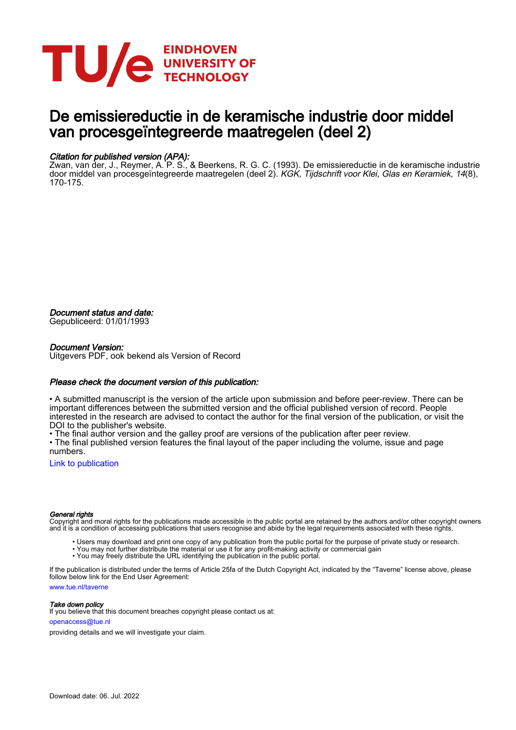EINDHOVEN
UNIVERSITY OF
TECHNOLOGY

# De emissiereductie in de keramische industrie door middel van procesgeïntegreerde maatregelen (deel 2)

### *Citation for published version (APA):*

Zwan, van der, J., Reymer, A. P. S., & Beerkens, R. G. C. (1993). De emissiereductie in de keramische industrie door middel van procesgeïntegreerde maatregelen (deel 2). *KGK, Tijdschrift voor Klei, Glas en Keramiek*, *14*(8), 170-175.

### *Document status and date:*

Gepubliceerd: 01/01/1993

### *Document Version:*

Uitgevers PDF, ook bekend als Version of Record

### *Please check the document version of this publication:*

• A submitted manuscript is the version of the article upon submission and before peer-review. There can be important differences between the submitted version and the official published version of record. People interested in the research are advised to contact the author for the final version of the publication, or visit the DOI to the publisher's website.
• The final author version and the galley proof are versions of the publication after peer review.
• The final published version features the final layout of the paper including the volume, issue and page numbers.

Link to publication

#### *General rights*

Copyright and moral rights for the publications made accessible in the public portal are retained by the authors and/or other copyright owners and it is a condition of accessing publications that users recognise and abide by the legal requirements associated with these rights.

- Users may download and print one copy of any publication from the public portal for the purpose of private study or research.
- You may not further distribute the material or use it for any profit-making activity or commercial gain
- You may freely distribute the URL identifying the publication in the public portal.

If the publication is distributed under the terms of Article 25fa of the Dutch Copyright Act, indicated by the "Taverne" license above, please follow below link for the End User Agreement:

www.tue.nl/taverne

#### *Take down policy*

If you believe that this document breaches copyright please contact us at:

openaccess@tue.nl

providing details and we will investigate your claim.

Download date: 06. Jul. 2022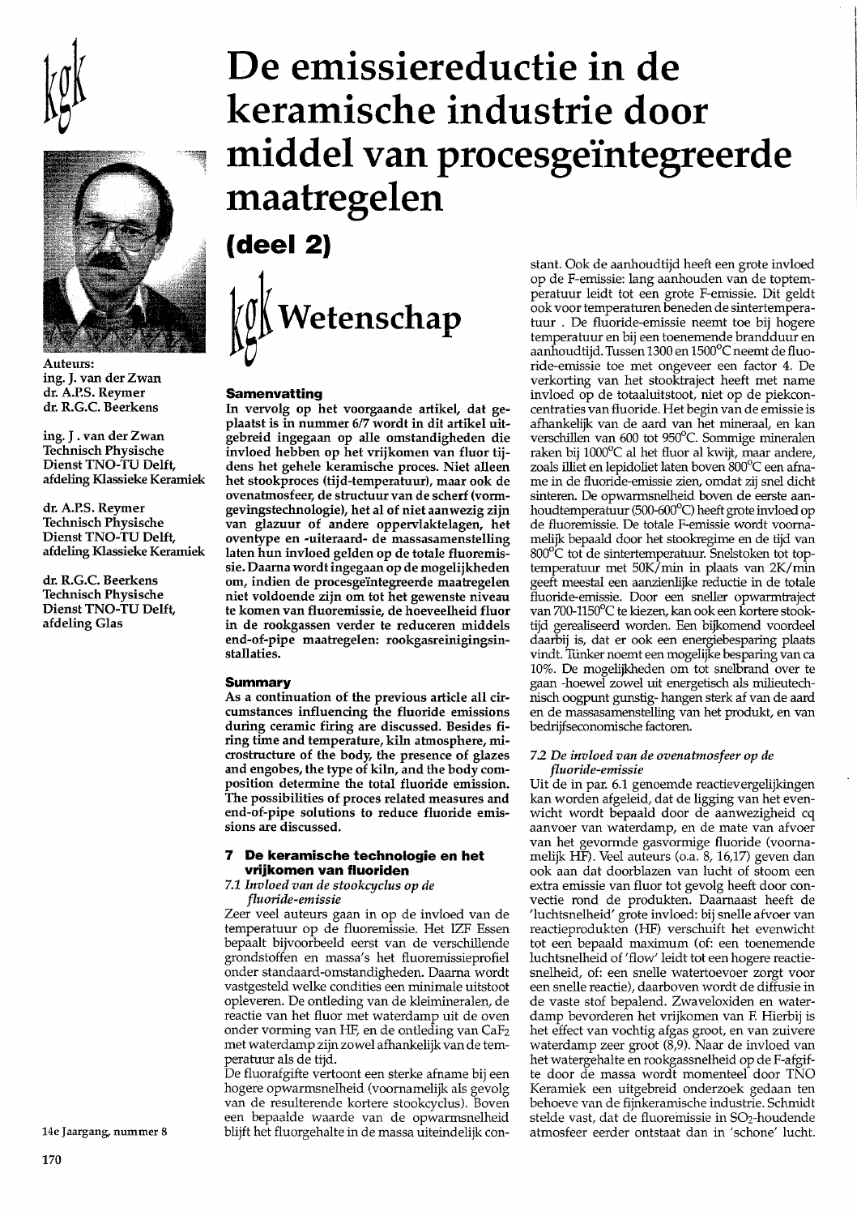# De emissiereductie in de keramische industrie door middel van procesgeïntegreerde maatregelen

## (deel 2)

kgk Wetenschap

Auteurs:
ing. J. van der Zwan
dr. A.P.S. Reymer
dr. R.G.C. Beerkens

ing. J . van der Zwan
Technisch Physische Dienst TNO-TU Delft, afdeling Klassieke Keramiek

dr. A.P.S. Reymer
Technisch Physische Dienst TNO-TU Delft, afdeling Klassieke Keramiek

dr. R.G.C. Beerkens
Technisch Physische Dienst TNO-TU Delft, afdeling Glas

### Samenvatting

**In vervolg op het voorgaande artikel, dat geplaatst is in nummer 6/7 wordt in dit artikel uitgebreid ingegaan op alle omstandigheden die invloed hebben op het vrijkomen van fluor tijdens het gehele keramische proces. Niet alleen het stookproces (tijd-temperatuur), maar ook de ovenatmosfeer, de structuur van de scherf (vormgevingstechnologie), het al of niet aanwezig zijn van glazuur of andere oppervlaktelagen, het oventype en -uiteraard- de massasamenstelling laten hun invloed gelden op de totale fluoremissie. Daarna wordt ingegaan op de mogelijkheden om, indien de procesgeïntegreerde maatregelen niet voldoende zijn om tot het gewenste niveau te komen van fluoremissie, de hoeveelheid fluor in de rookgassen verder te reduceren middels end-of-pipe maatregelen: rookgasreinigingsinstallaties.**

### Summary

**As a continuation of the previous article all circumstances influencing the fluoride emissions during ceramic firing are discussed. Besides firing time and temperature, kiln atmosphere, microstructure of the body, the presence of glazes and engobes, the type of kiln, and the body composition determine the total fluoride emission. The possibilities of proces related measures and end-of-pipe solutions to reduce fluoride emissions are discussed.**

## 7 De keramische technologie en het vrijkomen van fluoriden

### 7.1 *Invloed van de stookcyclus op de fluoride-emissie*

Zeer veel auteurs gaan in op de invloed van de temperatuur op de fluoremissie. Het IZF Essen bepaalt bijvoorbeeld eerst van de verschillende grondstoffen en massa's het fluoremissieprofiel onder standaard-omstandigheden. Daarna wordt vastgesteld welke condities een minimale uitstoot opleveren. De ontleding van de kleimineralen, de reactie van het fluor met waterdamp uit de oven onder vorming van HF, en de ontleding van $CaF_2$ met waterdamp zijn zowel afhankelijk van de temperatuur als de tijd.

De fluorafgifte vertoont een sterke afname bij een hogere opwarmsnelheid (voornamelijk als gevolg van de resulterende kortere stookcyclus). Boven een bepaalde waarde van de opwarmsnelheid blijft het fluorgehalte in de massa uiteindelijk constant. Ook de aanhoudtijd heeft een grote invloed op de F-emissie: lang aanhouden van de toptemperatuur leidt tot een grote F-emissie. Dit geldt ook voor temperaturen beneden de sintertemperatuur . De fluoride-emissie neemt toe bij hogere temperatuur en bij een toenemende brandduur en aanhoudtijd. Tussen 1300 en 1500°C neemt de fluoride-emissie toe met ongeveer een factor 4. De verkorting van het stooktraject heeft met name invloed op de totaaluitstoot, niet op de piekconcentraties van fluoride. Het begin van de emissie is afhankelijk van de aard van het mineraal, en kan verschillen van 600 tot 950°C. Sommige mineralen raken bij 1000°C al het fluor al kwijt, maar andere, zoals illiet en lepidoliet laten boven 800°C een afname in de fluoride-emissie zien, omdat zij snel dicht sinteren. De opwarmsnelheid boven de eerste aanhoudtemperatuur (500-600°C) heeft grote invloed op de fluoremissie. De totale F-emissie wordt voornamelijk bepaald door het stookregime en de tijd van 800°C tot de sintertemperatuur. Snelstoken tot toptemperatuur met 50K/min in plaats van 2K/min geeft meestal een aanzienlijke reductie in de totale fluoride-emissie. Door een sneller opwarmtraject van 700-1150°C te kiezen, kan ook een kortere stooktijd gerealiseerd worden. Een bijkomend voordeel daarbij is, dat er ook een energiebesparing plaats vindt. Tünker noemt een mogelijke besparing van ca 10%. De mogelijkheden om tot snelbrand over te gaan -hoewel zowel uit energetisch als milieutechnisch oogpunt gunstig- hangen sterk af van de aard en de massasamenstelling van het produkt, en van bedrijfseconomische factoren.

### 7.2 *De invloed van de ovenatmosfeer op de fluoride-emissie*

Uit de in par. 6.1 genoemde reactievergelijkingen kan worden afgeleid, dat de ligging van het evenwicht wordt bepaald door de aanwezigheid cq aanvoer van waterdamp, en de mate van afvoer van het gevormde gasvormige fluoride (voornamelijk HF). Veel auteurs (o.a. 8, 16,17) geven dan ook aan dat doorblazen van lucht of stoom een extra emissie van fluor tot gevolg heeft door convectie rond de produkten. Daarnaast heeft de 'luchtsnelheid' grote invloed: bij snelle afvoer van reactieprodukten (HF) verschuift het evenwicht tot een bepaald maximum (of: een toenemende luchtsnelheid of 'flow' leidt tot een hogere reactiesnelheid, of: een snelle watertoevoer zorgt voor een snelle reactie), daarboven wordt de diffusie in de vaste stof bepalend. Zwaveloxiden en waterdamp bevorderen het vrijkomen van F. Hierbij is het effect van vochtig afgas groot, en van zuivere waterdamp zeer groot (8,9). Naar de invloed van het watergehalte en rookgassnelheid op de F-afgifte door de massa wordt momenteel door TNO Keramiek een uitgebreid onderzoek gedaan ten behoeve van de fijnkeramische industrie. Schmidt stelde vast, dat de fluoremissie in $SO_2$-houdende atmosfeer eerder ontstaat dan in 'schone' lucht.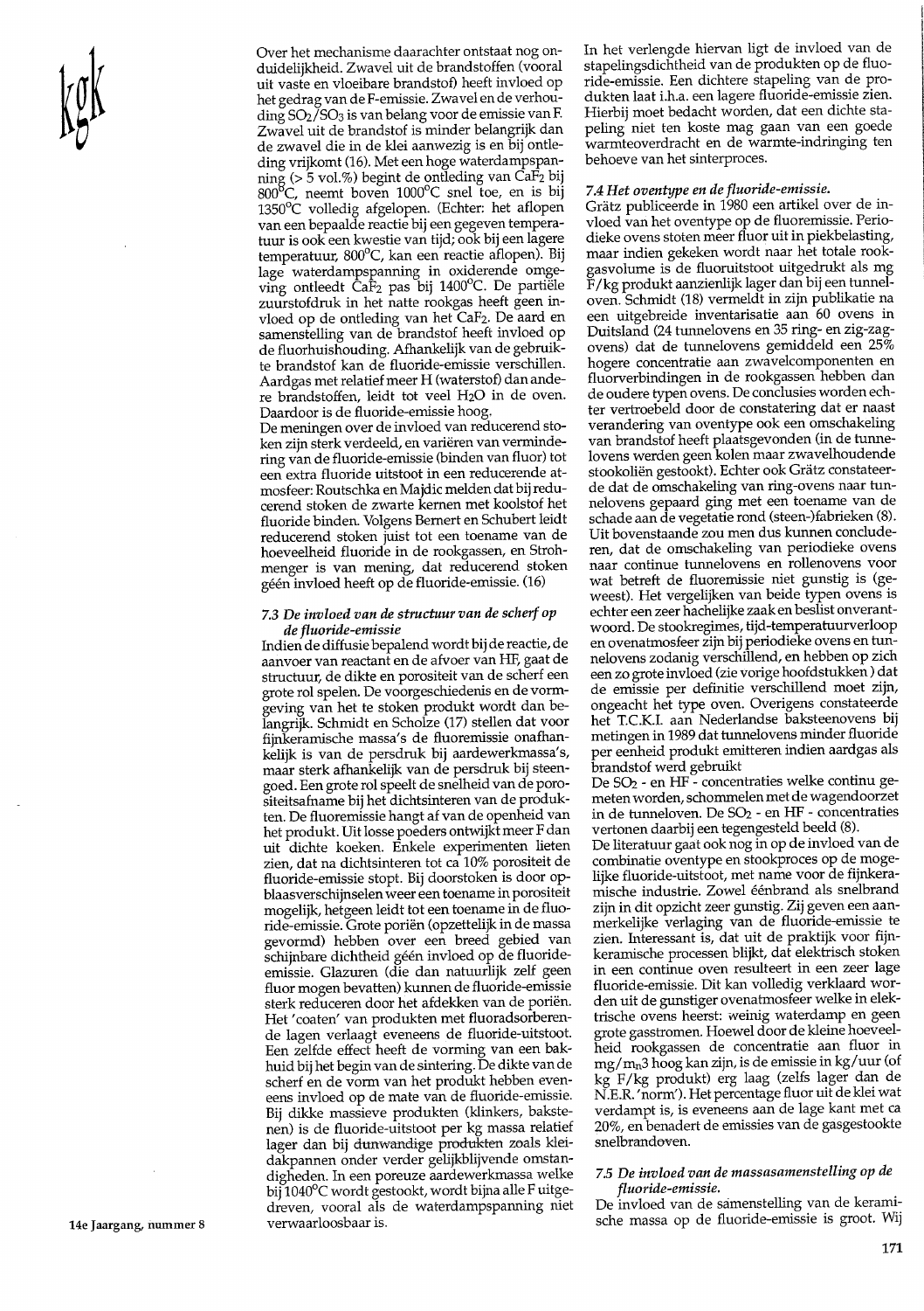Over het mechanisme daarachter ontstaat nog onduidelijkheid. Zwavel uit de brandstoffen (vooral uit vaste en vloeibare brandstof) heeft invloed op het gedrag van de F-emissie. Zwavel en de verhouding $SO_2/SO_3$ is van belang voor de emissie van F. Zwavel uit de brandstof is minder belangrijk dan de zwavel die in de klei aanwezig is en bij ontleding vrijkomt (16). Met een hoge waterdampspanning (> 5 vol.%) begint de ontleding van $CaF_2$ bij 800°C, neemt boven 1000°C snel toe, en is bij 1350°C volledig afgelopen. (Echter: het aflopen van een bepaalde reactie bij een gegeven temperatuur is ook een kwestie van tijd; ook bij een lagere temperatuur, 800°C, kan een reactie aflopen). Bij lage waterdampspanning in oxiderende omgeving ontleedt $CaF_2$ pas bij 1400°C. De partiële zuurstofdruk in het natte rookgas heeft geen invloed op de ontleding van het $CaF_2$. De aard en samenstelling van de brandstof heeft invloed op de fluorhuishouding. Afhankelijk van de gebruikte brandstof kan de fluoride-emissie verschillen. Aardgas met relatief meer H (waterstof) dan andere brandstoffen, leidt tot veel $H_2O$ in de oven. Daardoor is de fluoride-emissie hoog.

De meningen over de invloed van reducerend stoken zijn sterk verdeeld, en variëren van vermindering van de fluoride-emissie (binden van fluor) tot een extra fluoride uitstoot in een reducerende atmosfeer: Routschka en Majdic melden dat bij reducerend stoken de zwarte kernen met koolstof het fluoride binden. Volgens Bernert en Schubert leidt reducerend stoken juist tot een toename van de hoeveelheid fluoride in de rookgassen, en Strohmenger is van mening, dat reducerend stoken géén invloed heeft op de fluoride-emissie. (16)

### *7.3 De invloed van de structuur van de scherf op de fluoride-emissie*

Indien de diffusie bepalend wordt bij de reactie, de aanvoer van reactant en de afvoer van HF, gaat de structuur, de dikte en porositeit van de scherf een grote rol spelen. De voorgeschiedenis en de vormgeving van het te stoken produkt wordt dan belangrijk. Schmidt en Scholze (17) stellen dat voor fijnkeramische massa's de fluoremissie onafhankelijk is van de persdruk bij aardewerkmassa's, maar sterk afhankelijk van de persdruk bij steengoed. Een grote rol speelt de snelheid van de porositeitsafname bij het dichtsinteren van de produkten. De fluoremissie hangt af van de openheid van het produkt. Uit losse poeders ontwijkt meer F dan uit dichte koeken. Enkele experimenten lieten zien, dat na dichtsinteren tot ca 10% porositeit de fluoride-emissie stopt. Bij doorstoken is door opblaasverschijnselen weer een toename in porositeit mogelijk, hetgeen leidt tot een toename in de fluoride-emissie. Grote poriën (opzettelijk in de massa gevormd) hebben over een breed gebied van schijnbare dichtheid géén invloed op de fluoride-emissie. Glazuren (die dan natuurlijk zelf geen fluor mogen bevatten) kunnen de fluoride-emissie sterk reduceren door het afdekken van de poriën. Het 'coaten' van produkten met fluoradsorberende lagen verlaagt eveneens de fluoride-uitstoot. Een zelfde effect heeft de vorming van een bakhuid bij het begin van de sintering. De dikte van de scherf en de vorm van het produkt hebben eveneens invloed op de mate van de fluoride-emissie. Bij dikke massieve produkten (klinkers, baksteenen) is de fluoride-uitstoot per kg massa relatief lager dan bij dunwandige produkten zoals kleidakpannen onder verder gelijkblijvende omstandigheden. In een poreuze aardewerkmassa welke bij 1040°C wordt gestookt, wordt bijna alle F uitgedreven, vooral als de waterdampspanning niet verwaarloosbaar is.

In het verlengde hiervan ligt de invloed van de stapelingsdichtheid van de produkten op de fluoride-emissie. Een dichtere stapeling van produkten laat i.h.a. een lagere fluoride-emissie zien. Hierbij moet bedacht worden, dat een dichte stapeling niet ten koste mag gaan van een goede warmteoverdracht en de warmte-indringing ten behoeve van het sinterproces.

### *7.4 Het oventype en de fluoride-emissie.*

Grätz publiceerde in 1980 een artikel over de invloed van het oventype op de fluoremissie. Periodieke ovens stoten meer fluor uit in piekbelasting, maar indien gekeken wordt naar het totale rookgasvolume is de fluoruitstoot uitgedrukt als mg F/kg produkt aanzienlijk lager dan bij een tunneloven. Schmidt (18) vermeldt in zijn publikatie na een uitgebreide inventarisatie aan 60 ovens in Duitsland (24 tunnelovens en 35 ring- en zig-zagovens) dat de tunnelovens gemiddeld een 25% hogere concentratie aan zwavelcomponenten en fluorverbindingen in de rookgassen hebben dan de oudere typen ovens. De conclusies worden echter vertroebeld door de constatering dat er naast verandering van oventype ook een omschakeling van brandstof heeft plaatsgevonden (in de tunnelovens werden geen kolen maar zwavelhoudende stookoliën gestookt). Echter ook Grätz constateerde dat de omschakeling van ring-ovens naar tunnelovens gepaard ging met een toename van de schade aan de vegetatie rond (steen-)fabrieken (8). Uit bovenstaande zou men dus kunnen concluderen, dat de omschakeling van periodieke ovens naar continue tunnelovens en rollenovens voor wat betreft de fluoremissie niet gunstig is (geweest). Het vergelijken van beide typen ovens is echter een zeer hachelijke zaak en beslist onverantwoord. De stookregimes, tijd-temperatuurverloop en ovenatmosfeer zijn bij periodieke ovens en tunnelovens zodanig verschillend, en hebben op zich een zo grote invloed (zie vorige hoofdstukken) dat de emissie per definitie verschillend moet zijn, ongeacht het type oven. Overigens constateerde het T.C.K.I. aan Nederlandse baksteenovens bij metingen in 1989 dat tunnelovens minder fluoride per eenheid produkt emitteren indien aardgas als brandstof werd gebruikt

De $SO_2$ - en HF - concentraties welke continu gemeten worden, schommelen met de wagendoorzet in de tunneloven. De $SO_2$ - en HF - concentraties vertonen daarbij een tegengesteld beeld (8).

De literatuur gaat ook nog in op de invloed van de combinatie oventype en stookproces op de mogelijke fluoride-uitstoot, met name voor de fijnkeramische industrie. Zowel éénbrand als snelbrand zijn in dit opzicht zeer gunstig. Zij geven een aanmerkelijke verlaging van de fluoride-emissie te zien. Interessant is, dat uit de praktijk voor fijnkeramische processen blijkt, dat elektrisch stoken in een continue oven resulteert in een zeer lage fluoride-emissie. Dit kan volledig verklaard worden uit de gunstiger ovenatmosfeer welke in elektrische ovens heerst: weinig waterdamp en geen grote gasstromen. Hoewel door de kleine hoeveelheid rookgassen de concentratie aan fluor in mg/$m_n$3 hoog kan zijn, is de emissie in kg/uur (of kg F/kg produkt) erg laag (zelfs lager dan de N.E.R. 'norm'). Het percentage fluor uit de klei wat verdampt is, is eveneens aan de lage kant met ca 20%, en benadert de emissies van de gasgestookte snelbrandovens.

### *7.5 De invloed van de massasamenstelling op de fluoride-emissie.*

De invloed van de samenstelling van de keramische massa op de fluoride-emissie is groot. Wij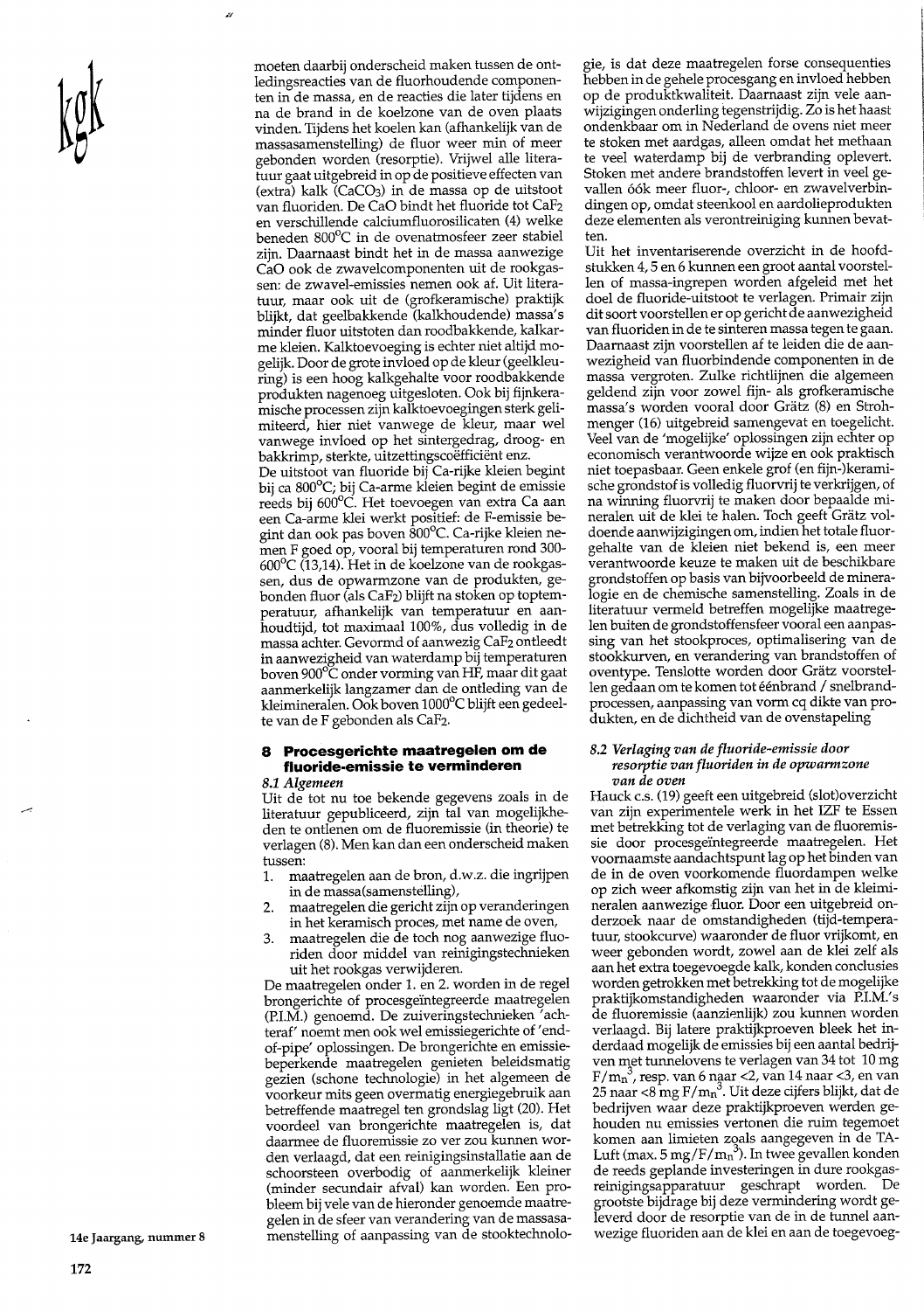moeten daarbij onderscheid maken tussen de ontledingsreacties van de fluorhoudende componenten in de massa, en de reacties die later tijdens en na de brand in de koelzone van de oven plaats vinden. Tijdens het koelen kan (afhankelijk van de massasamenstelling) de fluor weer min of meer gebonden worden (resorptie). Vrijwel alle literatuur gaat uitgebreid in op de positieve effecten van (extra) kalk ($CaCO_3$) in de massa op de uitstoot van fluoriden. De CaO bindt het fluoride tot $CaF_2$ en verschillende calciumfluorosilicaten (4) welke beneden 800°C in de ovenatmosfeer zeer stabiel zijn. Daarnaast bindt het in de massa aanwezige CaO ook de zwavelcomponenten uit de rookgassen: de zwavel-emissies nemen ook af. Uit literatuur, maar ook uit de (grofkeramische) praktijk blijkt, dat geelbakkende (kalkhoudende) massa's minder fluor uitstoten dan roodbakkende, kalkarme kleien. Kalktoevoeging is echter niet altijd mogelijk. Door de grote invloed op de kleur (geelkleuring) is een hoog kalkgehalte voor roodbakkende produkten nagenoeg uitgesloten. Ook bij fijnkeramische processen zijn kalktoevoegingen sterk gelimiteerd, hier niet vanwege de kleur, maar wel vanwege invloed op het sintergedrag, droog- en bakkrimp, sterkte, uitzettingscoëfficiënt enz.

De uitstoot van fluoride bij Ca-rijke kleien begint bij ca 800°C; bij Ca-arme kleien begint de emissie reeds bij 600°C. Het toevoegen van extra Ca aan een Ca-arme klei werkt positief: de F-emissie begint dan ook pas boven 800°C. Ca-rijke kleien nemen F goed op, vooral bij temperaturen rond 300-600°C (13,14). Het in de koelzone van de rookgassen, dus de opwarmzone van de produkten, gebonden fluor (als $CaF_2$) blijft na stoken op toptemperatuur, afhankelijk van temperatuur en aanhoudtijd, tot maximaal 100%, dus volledig in de massa achter. Gevormd of aanwezig $CaF_2$ ontleedt in aanwezigheid van waterdamp bij temperaturen boven 900°C onder vorming van HF, maar dit gaat aanmerkelijk langzamer dan de ontleding van de kleimineralen. Ook boven 1000°C blijft een gedeelte van de F gebonden als $CaF_2$.

## 8 Procesgerichte maatregelen om de fluoride-emissie te verminderen

### 8.1 Algemeen

Uit de tot nu toe bekende gegevens zoals in de literatuur gepubliceerd, zijn tal van mogelijkheden te ontlenen om de fluoremissie (in theorie) te verlagen (8). Men kan dan een onderscheid maken tussen:

1. maatregelen aan de bron, d.w.z. die ingrijpen in de massa(samenstelling),
2. maatregelen die gericht zijn op veranderingen in het keramisch proces, met name de oven,
3. maatregelen die de toch nog aanwezige fluoriden door middel van reinigingstechnieken uit het rookgas verwijderen.

De maatregelen onder 1. en 2. worden in de regel brongerichte of procesgeïntegreerde maatregelen (P.I.M.) genoemd. De zuiveringstechnieken 'achteraf' noemt men ook wel emissiegerichte of 'end-of-pipe' oplossingen. De brongerichte en emissiebeperkende maatregelen genieten beleidsmatig gezien (schone technologie) in het algemeen de voorkeur mits geen overmatig energiegebruik aan betreffende maatregel ten grondslag ligt (20). Het voordeel van brongerichte maatregelen is, dat daarmee de fluoremissie zo ver zou kunnen worden verlaagd, dat een reinigingsinstallatie aan de schoorsteen overbodig of aanmerkelijk kleiner (minder secundair afval) kan worden. Een probleem bij vele van de hieronder genoemde maatregelen in de sfeer van verandering van de massasamenstelling of aanpassing van de stooktechnologie, is dat deze maatregelen forse consequenties hebben in de gehele procesgang en invloed hebben op de produktkwaliteit. Daarnaast zijn vele aanwijzigingen onderling tegenstrijdig. Zo is het haast ondenkbaar om in Nederland de ovens niet meer te stoken met aardgas, alleen omdat het methaan te veel waterdamp bij de verbranding oplevert. Stoken met andere brandstoffen levert in veel gevallen óók meer fluor-, chloor- en zwavelverbindingen op, omdat steenkool en aardolieprodukten deze elementen als verontreiniging kunnen bevatten.

Uit het inventariserende overzicht in de hoofdstukken 4, 5 en 6 kunnen een groot aantal voorstellen of massa-ingrepen worden afgeleid met het doel de fluoride-uitstoot te verlagen. Primair zijn dit soort voorstellen er op gericht de aanwezigheid van fluoriden in de te sinteren massa tegen te gaan. Daarnaast zijn voorstellen af te leiden die de aanwezigheid van fluorbindende componenten in de massa vergroten. Zulke richtlijnen die algemeen geldend zijn voor zowel fijn- als grofkeramische massa's worden vooral door Grätz (8) en Strohmenger (16) uitgebreid samengevat en toegelicht. Veel van de 'mogelijke' oplossingen zijn echter op economisch verantwoorde wijze en ook praktisch niet toepasbaar. Geen enkele grof (en fijn-)keramische grondstof is volledig fluorvrij te verkrijgen, of na winning fluorvrij te maken door bepaalde mineralen uit de klei te halen. Toch geeft Grätz voldoende aanwijzigingen om, indien het totale fluorgehalte van de kleien niet bekend is, een meer verantwoorde keuze te maken uit de beschikbare grondstoffen op basis van bijvoorbeeld de mineralogie en de chemische samenstelling. Zoals in de literatuur vermeld betreffen mogelijke maatregelen buiten de grondstoffensfeer vooral een aanpassing van het stookproces, optimalisering van de stookkurven, en verandering van brandstoffen of oventype. Tenslotte worden door Grätz voorstellen gedaan om te komen tot éénbrand / snelbrandprocessen, aanpassing van vorm cq dikte van produkten, en de dichtheid van de ovenstapeling

### 8.2 Verlaging van de fluoride-emissie door resorptie van fluoriden in de opwarmzone van de oven

Hauck c.s. (19) geeft een uitgebreid (slot)overzicht van zijn experimentele werk in het IZF te Essen met betrekking tot de verlaging van de fluoremissie door procesgeïntegreerde maatregelen. Het voornaamste aandachtspunt lag op het binden van de in de oven voorkomende fluordampen welke op zich weer afkomstig zijn van het in de kleimineralen aanwezige fluor. Door een uitgebreid onderzoek naar de omstandigheden (tijd-temperatuur, stookcurve) waaronder de fluor vrijkomt, en weer gebonden wordt, zowel aan de klei zelf als aan het extra toegevoegde kalk, konden conclusies worden getrokken met betrekking tot de mogelijke praktijkomstandigheden waaronder via P.I.M.'s de fluoremissie (aanzienlijk) zou kunnen worden verlaagd. Bij latere praktijkproeven bleek het inderdaad mogelijk de emissies bij een aantal bedrijven met tunnelovens te verlagen van 34 tot 10 mg $F/m_n^3$, resp. van 6 naar <2, van 14 naar <3, en van 25 naar <8 mg $F/m_n^3$. Uit deze cijfers blijkt, dat de bedrijven waar deze praktijkproeven werden gehouden nu emissies vertonen die ruim tegemoet komen aan limieten zoals aangegeven in de TA-Luft (max. 5 mg/$F/m_n^3$). In twee gevallen konden de reeds geplande investeringen in dure rookgasreinigingsapparatuur geschrapt worden. De grootste bijdrage bij deze vermindering wordt geleverd door de resorptie van de in de tunnel aanwezige fluoriden aan de klei en aan de toegevoeg-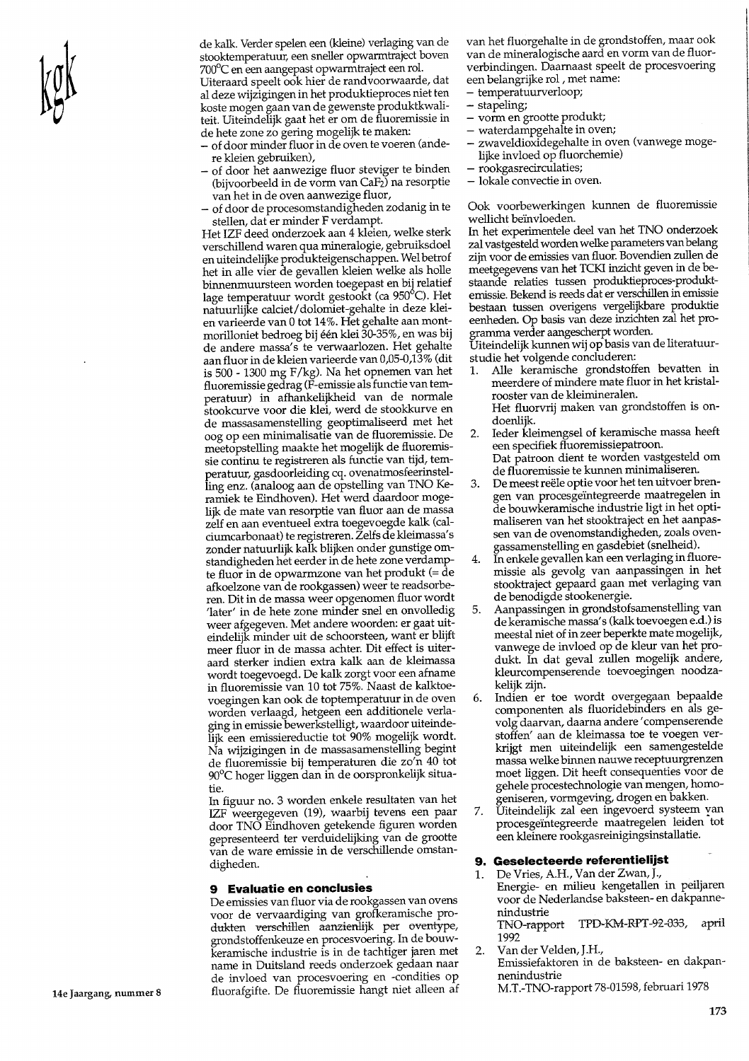de kalk. Verder spelen een (kleine) verlaging van de stooktemperatuur, een sneller opwarmtraject boven 700°C en een aangepast opwarmtraject een rol.
Uiteraard speelt ook hier de randvoorwaarde, dat al deze wijzigingen in het produktieproces niet ten koste mogen gaan van de gewenste produktkwaliteit. Uiteindelijk gaat het er om de fluoremissie in de hete zone zo gering mogelijk te maken:
- of door minder fluor in de oven te voeren (andere kleien gebruiken),
- of door het aanwezige fluor steviger te binden (bijvoorbeeld in de vorm van $CaF_2$) na resorptie van het in de oven aanwezige fluor,
- of door de procesomstandigheden zodanig in te stellen, dat er minder F verdampt.

Het IZF deed onderzoek aan 4 kleien, welke sterk verschillend waren qua mineralogie, gebruiksdoel en uiteindelijke produkteigenschappen. Wel betrof het in alle vier de gevallen kleien welke als holle binnenmuursteen worden toegepast en bij relatief lage temperatuur wordt gestookt (ca 950°C). Het natuurlijke calciet/dolomiet-gehalte in deze kleien varieerde van 0 tot 14%. Het gehalte aan montmorilloniet bedroeg bij één klei 30-35%, en was bij de andere massa's te verwaarlozen. Het gehalte aan fluor in de kleien varieerde van 0,05-0,13% (dit is 500 - 1300 mg F/kg). Na het opnemen van het fluoremissie gedrag (F-emissie als functie van temperatuur) in afhankelijkheid van de normale stookcurve voor die klei, werd de stookkurve en de massasamenstelling geoptimaliseerd met het oog op een minimalisatie van de fluoremissie. De meetopstelling maakte het mogelijk de fluoremissie continu te registreren als functie van tijd, temperatuur, gasdoorleiding cq. ovenatmosfeerinstelling enz. (analoog aan de opstelling van TNO Keramiek te Eindhoven). Het werd daardoor mogelijk de mate van resorptie van fluor aan de massa zelf en aan eventueel extra toegevoegde kalk (calciumcarbonaat) te registreren. Zelfs de kleimassa's zonder natuurlijk kalk blijken onder gunstige omstandigheden het eerder in de hete zone verdampte fluor in de opwarmzone van het produkt (= de afkoelzone van de rookgassen) weer te readsorberen. Dit in de massa weer opgenomen fluor wordt 'later' in de hete zone minder snel en onvolledig weer afgegeven. Met andere woorden: er gaat uiteindelijk minder uit de schoorsteen, want er blijft meer fluor in de massa achter. Dit effect is uiteraard sterker indien extra kalk aan de kleimassa wordt toegevoegd. De kalk zorgt voor een afname in fluoremissie van 10 tot 75%. Naast de kalktoevoegingen kan ook de toptemperatuur in de oven worden verlaagd, hetgeen een additionele verlaging in emissie bewerkstelligt, waardoor uiteindelijk een emissiereductie tot 90% mogelijk wordt. Na wijzigingen in de massasamenstelling begint de fluoremissie bij temperaturen die zo'n 40 tot 90°C hoger liggen dan in de oorspronkelijk situatie.

In figuur no. 3 worden enkele resultaten van het IZF weergegeven (19), waarbij tevens een paar door TNO Eindhoven getekende figuren worden gepresenteerd ter verduidelijking van de grootte van de ware emissie in de verschillende omstandigheden.

## 9 Evaluatie en conclusies

De emissies van fluor via de rookgassen van ovens voor de vervaardiging van grofkeramische produkten verschillen aanzienlijk per oventype, grondstoffenkeuze en procesvoering. In de bouwkeramische industrie is in de tachtiger jaren met name in Duitsland reeds onderzoek gedaan naar de invloed van procesvoering en -condities op fluorafgifte. De fluoremissie hangt niet alleen af van het fluorgehalte in de grondstoffen, maar ook van de mineralogische aard en vorm van de fluorverbindingen. Daarnaast speelt de procesvoering een belangrijke rol , met name:
- temperatuurverloop;
- stapeling;
- vorm en grootte produkt;
- waterdampgehalte in oven;
- zwaveldioxidegehalte in oven (vanwege mogelijke invloed op fluorchemie)
- rookgasrecirculaties;
- lokale convectie in oven.

Ook voorbewerkingen kunnen de fluoremissie wellicht beïnvloeden.
In het experimentele deel van het TNO onderzoek zal vastgesteld worden welke parameters van belang zijn voor de emissies van fluor. Bovendien zullen de meetgegevens van het TCKI inzicht geven in de bestaande relaties tussen produktieproces-produktemissie. Bekend is reeds dat er verschillen in emissie bestaan tussen overigens vergelijkbare produktie eenheden. Op basis van deze inzichten zal het programma verder aangescherpt worden.
Uiteindelijk kunnen wij op basis van de literatuurstudie het volgende concluderen:

1. Alle keramische grondstoffen bevatten in meerdere of mindere mate fluor in het kristalrooster van de kleimineralen.
   Het fluorvrij maken van grondstoffen is ondoenlijk.
2. Ieder kleimengsel of keramische massa heeft een specifiek fluoremissiepatroon.
   Dat patroon dient te worden vastgesteld om de fluoremissie te kunnen minimaliseren.
3. De meest reële optie voor het ten uitvoer brengen van procesgeïntegreerde maatregelen in de bouwkeramische industrie ligt in het optimaliseren van het stooktraject en het aanpassen van de ovenomstandigheden, zoals ovengassamenstelling en gasdebiet (snelheid).
4. In enkele gevallen kan een verlaging in fluoremissie als gevolg van aanpassingen in het stooktraject gepaard gaan met verlaging van de benodigde stookenergie.
5. Aanpassingen in grondstofsamenstelling van de keramische massa's (kalk toevoegen e.d.) is meestal niet of in zeer beperkte mate mogelijk, vanwege de invloed op de kleur van het produkt. In dat geval zullen mogelijk andere, kleurcompenserende toevoegingen noodzakelijk zijn.
6. Indien er toe wordt overgegaan bepaalde componenten als fluoridebinders en als gevolg daarvan, daarna andere 'compenserende stoffen' aan de kleimassa toe te voegen verkrijgt men uiteindelijk een samengestelde massa welke binnen nauwe receptuurgrenzen moet liggen. Dit heeft consequenties voor de gehele procestechnologie van mengen, homogeniseren, vormgeving, drogen en bakken.
7. Uiteindelijk zal een ingevoerd systeem van procesgeïntegreerde maatregelen leiden tot een kleinere rookgasreinigingsinstallatie.

## 9. Geselecteerde referentielijst

1. De Vries, A.H., Van der Zwan, J.,
   Energie- en milieu kengetallen in peiljaren voor de Nederlandse baksteen- en dakpannenindustrie
   TNO-rapport TPD-KM-RPT-92-033, april 1992
2. Van der Velden, J.H.,
   Emissiefaktoren in de baksteen- en dakpannenindustrie
   M.T.-TNO-rapport 78-01598, februari 1978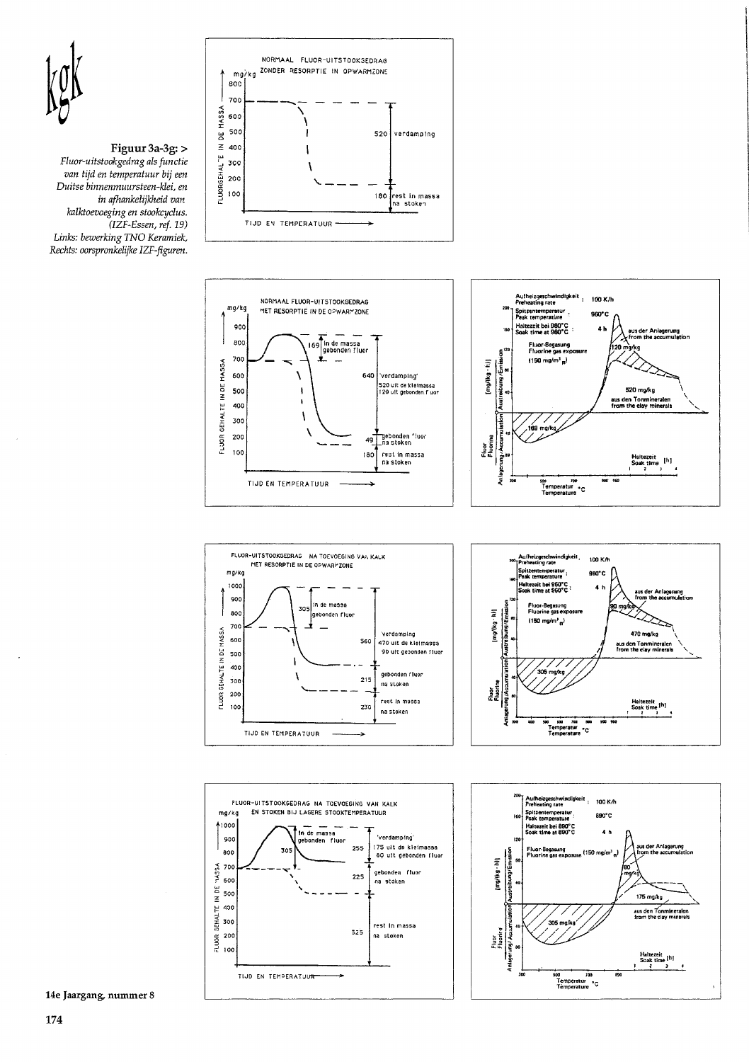**Figuur 3a-3g: >**
*Fluor-uitstookgedrag als functie van tijd en temperatuur bij een Duitse binnenmuursteen-klei, en in afhankelijkheid van kalktoevoeging en stookcyclus. (IZF-Essen, ref. 19)*
*Links: bewerking TNO Keramiek,*
*Rechts: oorspronkelijke IZF-figuren.*

NORMAAL FLUOR-UITSTOOKGEDRAG ZONDER RESORPTIE IN OPWARMZONE

mg/kg — FLUORGEHALTE IN DE MASSA — 520 verdamping — 180 rest in massa na stoken — TIJD EN TEMPERATUUR

NORMAAL FLUOR-UITSTOOKGEDRAG MET RESORPTIE IN DE OPWARMZONE

169 in de massa gebonden fluor — 640 'verdamping' 520 uit de kleimassa 120 uit gebonden fluor — 49 gebonden fluor na stoken — 180 rest in massa na stoken

Aufheizgeschwindigkeit, Preheating rate: 100 K/h — Spitzentemperatur, Peak temperature: 960°C — Haltezeit bei 960°C, Soak time at 960°C: 4 h — Fluor-Begasung, Fluorine gas exposure (150 mg/m³ n) — 169 mg/kg — 120 mg/kg aus der Anlagerung from the accumulation — 520 mg/kg aus den Tonmineralen from the clay minerals

FLUOR-UITSTOOKGEDRAG NA TOEVOEGING VAN KALK MET RESORPTIE IN DE OPWARMZONE

305 in de massa gebonden fluor — 560 'verdamping' 470 uit de kleimassa 90 uit gebonden fluor — 215 gebonden fluor na stoken — 230 rest in massa na stoken

Aufheizgeschwindigkeit, Preheating rate: 100 K/h — Spitzentemperatur, Peak temperature: 960°C — Haltezeit bei 960°C, Soak time at 960°C: 4 h — 305 mg/kg — 90 mg/kg aus der Anlagerung from the accumulation — 470 mg/kg aus den Tonmineralen from the clay minerals

FLUOR-UITSTOOKGEDRAG NA TOEVOEGING VAN KALK EN STOKEN BIJ LAGERE STOOKTEMPERATUUR

305 in de massa gebonden fluor — 255 'verdamping' 175 uit de kleimassa 80 uit gebonden fluor — 225 gebonden fluor na stoken — 325 rest in massa na stoken

Aufheizgeschwindigkeit, Preheating rate: 100 K/h — Spitzentemperatur, Peak temperature: 890°C — Haltezeit bei 890°C, Soak time at 890°C: 4 h — 305 mg/kg — 80 mg/kg aus der Anlagerung from the accumulation — 175 mg/kg aus den Tonmineralen from the clay minerals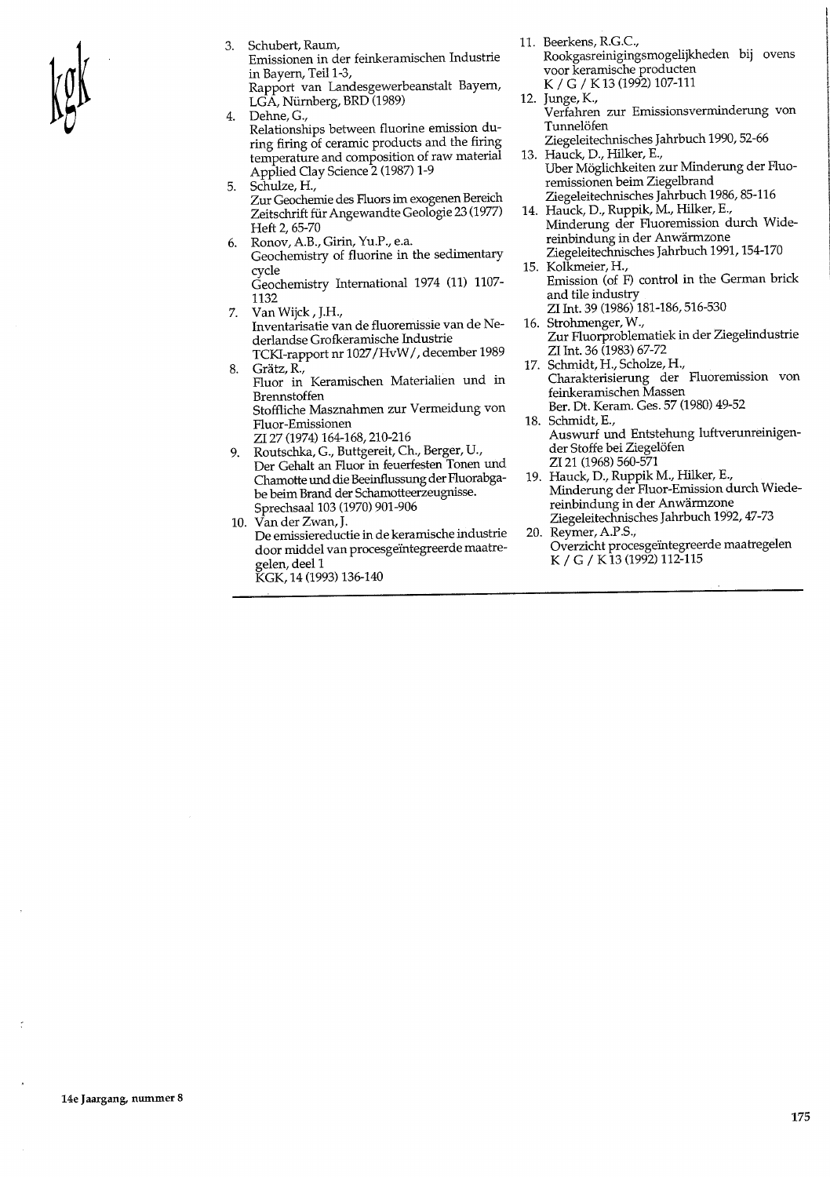3. Schubert, Raum,
   Emissionen in der feinkeramischen Industrie in Bayern, Teil 1-3,
   Rapport van Landesgewerbeanstalt Bayern, LGA, Nürnberg, BRD (1989)
4. Dehne, G.,
   Relationships between fluorine emission during firing of ceramic products and the firing temperature and composition of raw material
   Applied Clay Science 2 (1987) 1-9
5. Schulze, H.,
   Zur Geochemie des Fluors im exogenen Bereich
   Zeitschrift für Angewandte Geologie 23 (1977) Heft 2, 65-70
6. Ronov, A.B., Girin, Yu.P., e.a.
   Geochemistry of fluorine in the sedimentary cycle
   Geochemistry International 1974 (11) 1107-1132
7. Van Wijck, J.H.,
   Inventarisatie van de fluoremissie van de Nederlandse Grofkeramische Industrie
   TCKI-rapport nr 1027/HvW/, december 1989
8. Grätz, R.,
   Fluor in Keramischen Materialien und in Brennstoffen
   Stoffliche Masznahmen zur Vermeidung von Fluor-Emissionen
   ZI 27 (1974) 164-168, 210-216
9. Routschka, G., Buttgereit, Ch., Berger, U.,
   Der Gehalt an Fluor in feuerfesten Tonen und Chamotte und die Beeinflussung der Fluorabgabe beim Brand der Schamotteerzeugnisse.
   Sprechsaal 103 (1970) 901-906
10. Van der Zwan, J.
    De emissiereductie in de keramische industrie door middel van procesgeïntegreerde maatregelen, deel 1
    KGK, 14 (1993) 136-140
11. Beerkens, R.G.C.,
    Rookgasreinigingsmogelijkheden bij ovens voor keramische producten
    K / G / K 13 (1992) 107-111
12. Junge, K.,
    Verfahren zur Emissionsverminderung von Tunnelöfen
    Ziegeleitechnisches Jahrbuch 1990, 52-66
13. Hauck, D., Hilker, E.,
    Über Möglichkeiten zur Minderung der Fluoremissionen beim Ziegelbrand
    Ziegeleitechnisches Jahrbuch 1986, 85-116
14. Hauck, D., Ruppik, M., Hilker, E.,
    Minderung der Fluoremission durch Widereinbindung in der Anwärmzone
    Ziegeleitechnisches Jahrbuch 1991, 154-170
15. Kolkmeier, H.,
    Emission (of F) control in the German brick and tile industry
    ZI Int. 39 (1986) 181-186, 516-530
16. Strohmenger, W.,
    Zur Fluorproblematiek in der Ziegelindustrie
    ZI Int. 36 (1983) 67-72
17. Schmidt, H., Scholze, H.,
    Charakterisierung der Fluoremission von feinkeramischen Massen
    Ber. Dt. Keram. Ges. 57 (1980) 49-52
18. Schmidt, E.,
    Auswurf und Entstehung luftverunreinigender Stoffe bei Ziegelöfen
    ZI 21 (1968) 560-571
19. Hauck, D., Ruppik M., Hilker, E.,
    Minderung der Fluor-Emission durch Wiedereinbindung in der Anwärmzone
    Ziegeleitechnisches Jahrbuch 1992, 47-73
20. Reymer, A.P.S.,
    Overzicht procesgeïntegreerde maatregelen
    K / G / K 13 (1992) 112-115